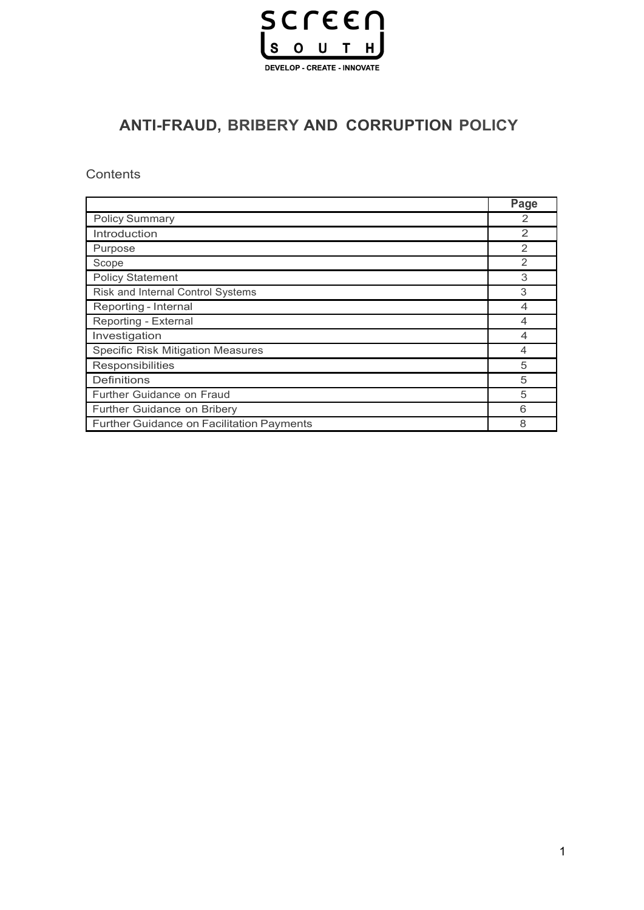# ANTI-FRAUD, BRIBERY AND CORRUPTION POLICY

Contents

| | Page |
|---|---|
| Policy Summary | 2 |
| Introduction | 2 |
| Purpose | 2 |
| Scope | 2 |
| Policy Statement | 3 |
| Risk and Internal Control Systems | 3 |
| Reporting - Internal | 4 |
| Reporting - External | 4 |
| Investigation | 4 |
| Specific Risk Mitigation Measures | 4 |
| Responsibilities | 5 |
| Definitions | 5 |
| Further Guidance on Fraud | 5 |
| Further Guidance on Bribery | 6 |
| Further Guidance on Facilitation Payments | 8 |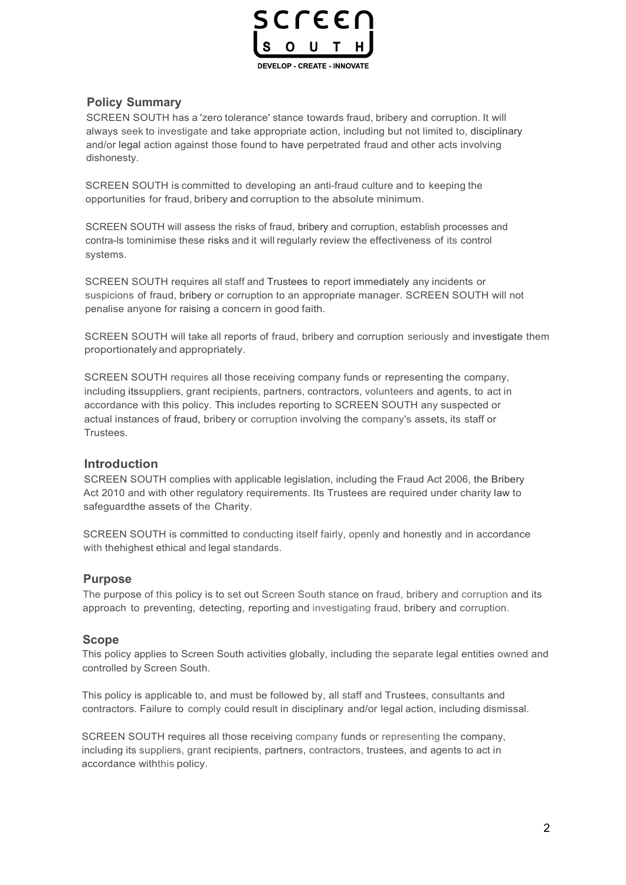## Policy Summary

SCREEN SOUTH has a 'zero tolerance' stance towards fraud, bribery and corruption. It will always seek to investigate and take appropriate action, including but not limited to, disciplinary and/or legal action against those found to have perpetrated fraud and other acts involving dishonesty.

SCREEN SOUTH is committed to developing an anti-fraud culture and to keeping the opportunities for fraud, bribery and corruption to the absolute minimum.

SCREEN SOUTH will assess the risks of fraud, bribery and corruption, establish processes and contra-ls tominimise these risks and it will regularly review the effectiveness of its control systems.

SCREEN SOUTH requires all staff and Trustees to report immediately any incidents or suspicions of fraud, bribery or corruption to an appropriate manager. SCREEN SOUTH will not penalise anyone for raising a concern in good faith.

SCREEN SOUTH will take all reports of fraud, bribery and corruption seriously and investigate them proportionately and appropriately.

SCREEN SOUTH requires all those receiving company funds or representing the company, including itssuppliers, grant recipients, partners, contractors, volunteers and agents, to act in accordance with this policy. This includes reporting to SCREEN SOUTH any suspected or actual instances of fraud, bribery or corruption involving the company's assets, its staff or Trustees.

## Introduction

SCREEN SOUTH complies with applicable legislation, including the Fraud Act 2006, the Bribery Act 2010 and with other regulatory requirements. Its Trustees are required under charity law to safeguardthe assets of the Charity.

SCREEN SOUTH is committed to conducting itself fairly, openly and honestly and in accordance with thehighest ethical and legal standards.

## Purpose

The purpose of this policy is to set out Screen South stance on fraud, bribery and corruption and its approach to preventing, detecting, reporting and investigating fraud, bribery and corruption.

## Scope

This policy applies to Screen South activities globally, including the separate legal entities owned and controlled by Screen South.

This policy is applicable to, and must be followed by, all staff and Trustees, consultants and contractors. Failure to comply could result in disciplinary and/or legal action, including dismissal.

SCREEN SOUTH requires all those receiving company funds or representing the company, including its suppliers, grant recipients, partners, contractors, trustees, and agents to act in accordance withthis policy.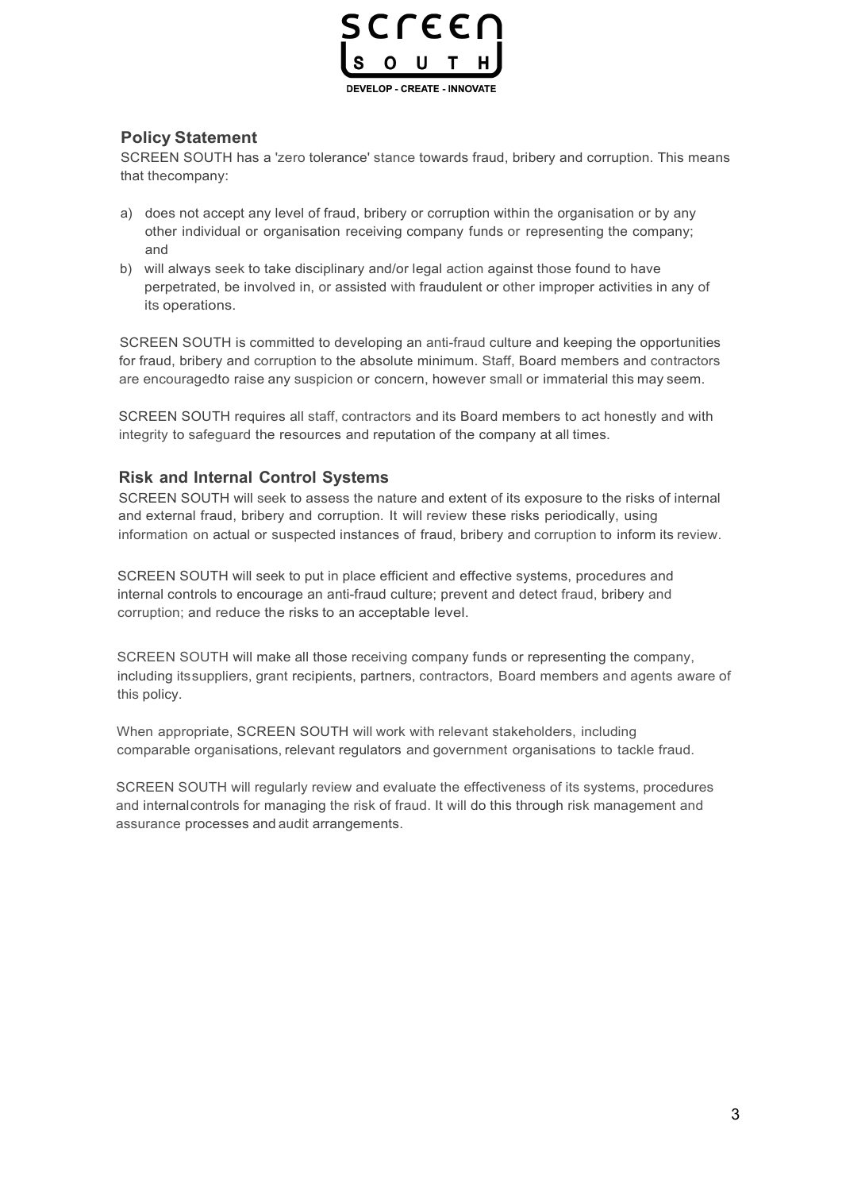## Policy Statement

SCREEN SOUTH has a 'zero tolerance' stance towards fraud, bribery and corruption. This means that thecompany:

a) does not accept any level of fraud, bribery or corruption within the organisation or by any other individual or organisation receiving company funds or representing the company; and
b) will always seek to take disciplinary and/or legal action against those found to have perpetrated, be involved in, or assisted with fraudulent or other improper activities in any of its operations.

SCREEN SOUTH is committed to developing an anti-fraud culture and keeping the opportunities for fraud, bribery and corruption to the absolute minimum. Staff, Board members and contractors are encouragedto raise any suspicion or concern, however small or immaterial this may seem.

SCREEN SOUTH requires all staff, contractors and its Board members to act honestly and with integrity to safeguard the resources and reputation of the company at all times.

## Risk and Internal Control Systems

SCREEN SOUTH will seek to assess the nature and extent of its exposure to the risks of internal and external fraud, bribery and corruption. It will review these risks periodically, using information on actual or suspected instances of fraud, bribery and corruption to inform its review.

SCREEN SOUTH will seek to put in place efficient and effective systems, procedures and internal controls to encourage an anti-fraud culture; prevent and detect fraud, bribery and corruption; and reduce the risks to an acceptable level.

SCREEN SOUTH will make all those receiving company funds or representing the company, including itssuppliers, grant recipients, partners, contractors, Board members and agents aware of this policy.

When appropriate, SCREEN SOUTH will work with relevant stakeholders, including comparable organisations, relevant regulators and government organisations to tackle fraud.

SCREEN SOUTH will regularly review and evaluate the effectiveness of its systems, procedures and internalcontrols for managing the risk of fraud. It will do this through risk management and assurance processes and audit arrangements.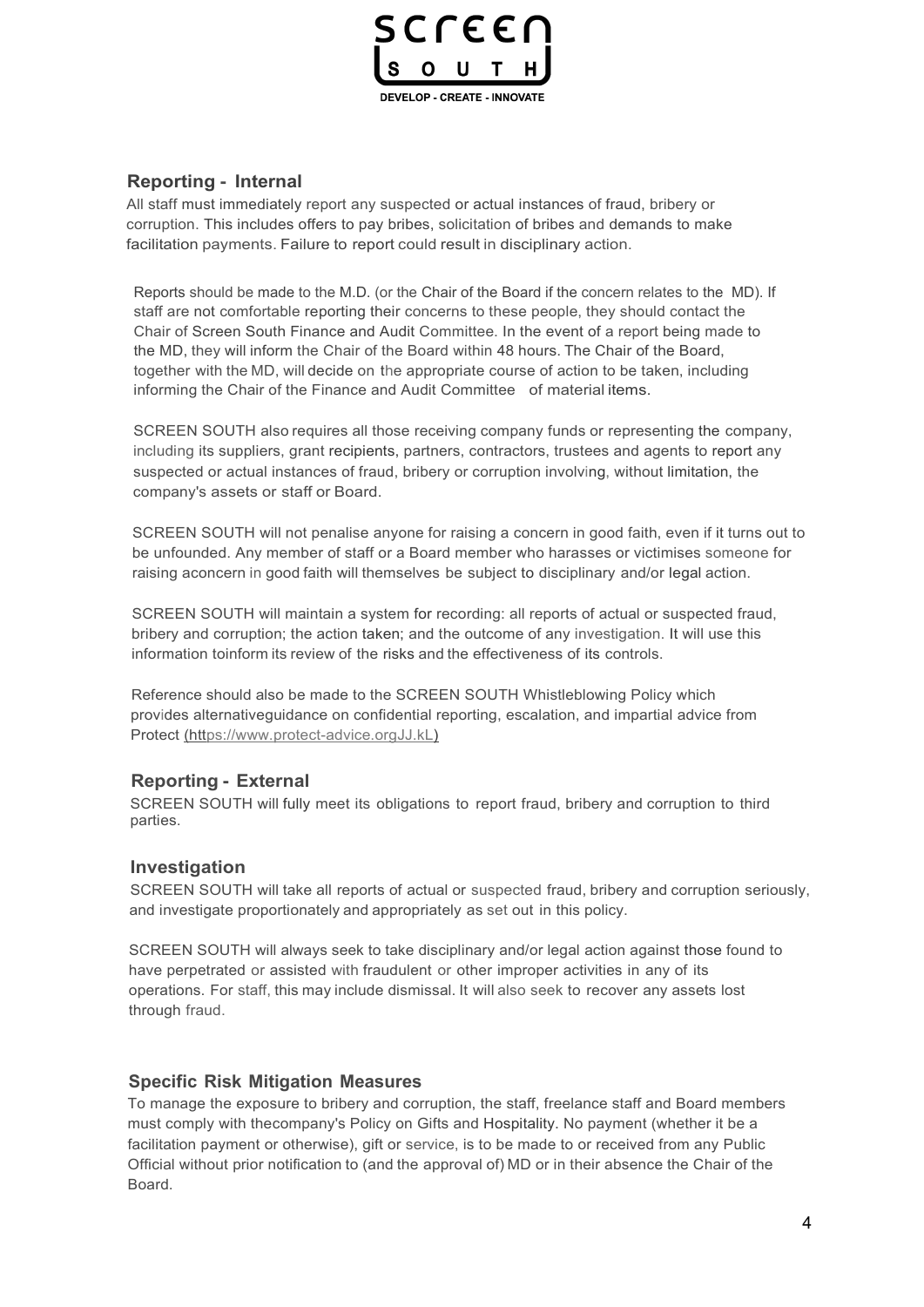## Reporting - Internal

All staff must immediately report any suspected or actual instances of fraud, bribery or corruption. This includes offers to pay bribes, solicitation of bribes and demands to make facilitation payments. Failure to report could result in disciplinary action.

Reports should be made to the M.D. (or the Chair of the Board if the concern relates to the MD). If staff are not comfortable reporting their concerns to these people, they should contact the Chair of Screen South Finance and Audit Committee. In the event of a report being made to the MD, they will inform the Chair of the Board within 48 hours. The Chair of the Board, together with the MD, will decide on the appropriate course of action to be taken, including informing the Chair of the Finance and Audit Committee of material items.

SCREEN SOUTH also requires all those receiving company funds or representing the company, including its suppliers, grant recipients, partners, contractors, trustees and agents to report any suspected or actual instances of fraud, bribery or corruption involving, without limitation, the company's assets or staff or Board.

SCREEN SOUTH will not penalise anyone for raising a concern in good faith, even if it turns out to be unfounded. Any member of staff or a Board member who harasses or victimises someone for raising aconcern in good faith will themselves be subject to disciplinary and/or legal action.

SCREEN SOUTH will maintain a system for recording: all reports of actual or suspected fraud, bribery and corruption; the action taken; and the outcome of any investigation. It will use this information toinform its review of the risks and the effectiveness of its controls.

Reference should also be made to the SCREEN SOUTH Whistleblowing Policy which provides alternativeguidance on confidential reporting, escalation, and impartial advice from Protect (https://www.protect-advice.orgJJ.kL)

## Reporting - External

SCREEN SOUTH will fully meet its obligations to report fraud, bribery and corruption to third parties.

## Investigation

SCREEN SOUTH will take all reports of actual or suspected fraud, bribery and corruption seriously, and investigate proportionately and appropriately as set out in this policy.

SCREEN SOUTH will always seek to take disciplinary and/or legal action against those found to have perpetrated or assisted with fraudulent or other improper activities in any of its operations. For staff, this may include dismissal. It will also seek to recover any assets lost through fraud.

## Specific Risk Mitigation Measures

To manage the exposure to bribery and corruption, the staff, freelance staff and Board members must comply with thecompany's Policy on Gifts and Hospitality. No payment (whether it be a facilitation payment or otherwise), gift or service, is to be made to or received from any Public Official without prior notification to (and the approval of) MD or in their absence the Chair of the Board.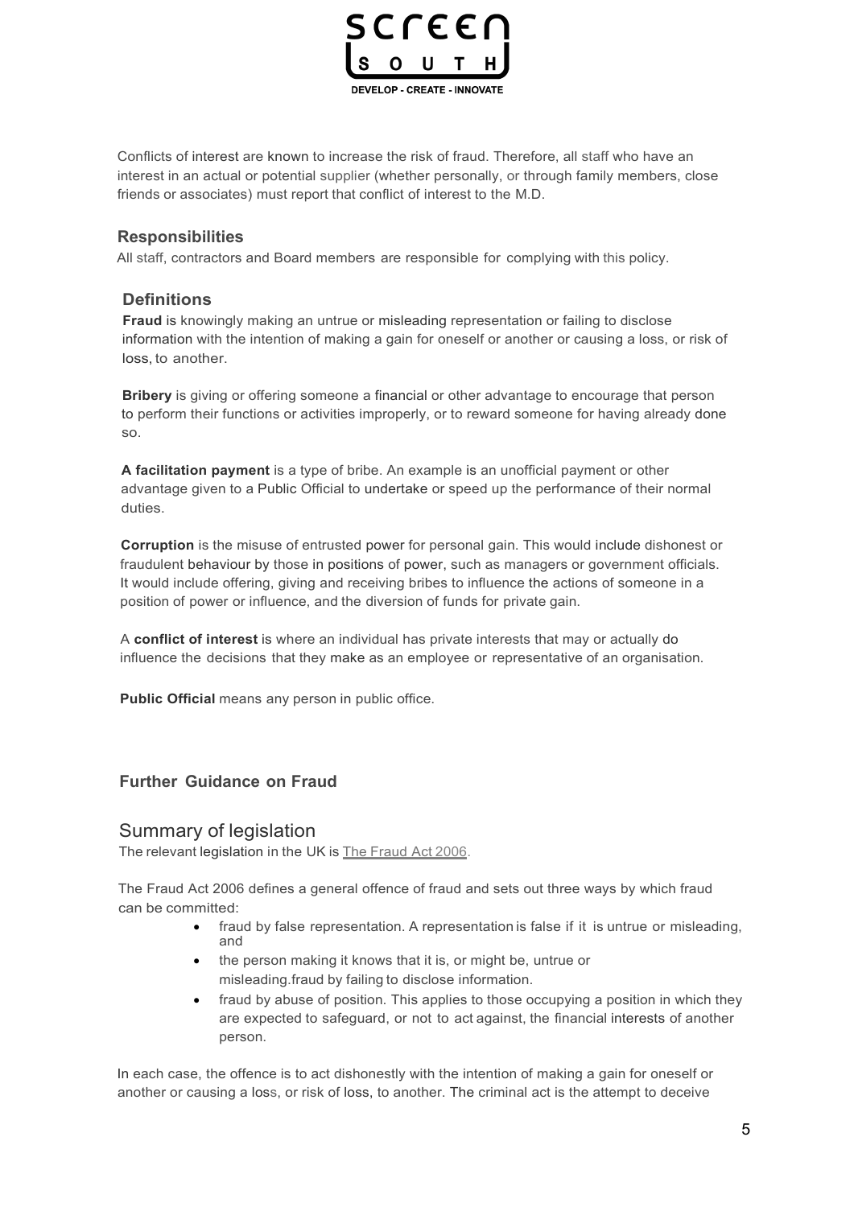Conflicts of interest are known to increase the risk of fraud. Therefore, all staff who have an interest in an actual or potential supplier (whether personally, or through family members, close friends or associates) must report that conflict of interest to the M.D.

### Responsibilities

All staff, contractors and Board members are responsible for complying with this policy.

### Definitions

**Fraud** is knowingly making an untrue or misleading representation or failing to disclose information with the intention of making a gain for oneself or another or causing a loss, or risk of loss, to another.

**Bribery** is giving or offering someone a financial or other advantage to encourage that person to perform their functions or activities improperly, or to reward someone for having already done so.

**A facilitation payment** is a type of bribe. An example is an unofficial payment or other advantage given to a Public Official to undertake or speed up the performance of their normal duties.

**Corruption** is the misuse of entrusted power for personal gain. This would include dishonest or fraudulent behaviour by those in positions of power, such as managers or government officials. It would include offering, giving and receiving bribes to influence the actions of someone in a position of power or influence, and the diversion of funds for private gain.

A **conflict of interest** is where an individual has private interests that may or actually do influence the decisions that they make as an employee or representative of an organisation.

**Public Official** means any person in public office.

### Further Guidance on Fraud

## Summary of legislation

The relevant legislation in the UK is The Fraud Act 2006.

The Fraud Act 2006 defines a general offence of fraud and sets out three ways by which fraud can be committed:

- fraud by false representation. A representation is false if it is untrue or misleading, and
- the person making it knows that it is, or might be, untrue or misleading.fraud by failing to disclose information.
- fraud by abuse of position. This applies to those occupying a position in which they are expected to safeguard, or not to act against, the financial interests of another person.

In each case, the offence is to act dishonestly with the intention of making a gain for oneself or another or causing a loss, or risk of loss, to another. The criminal act is the attempt to deceive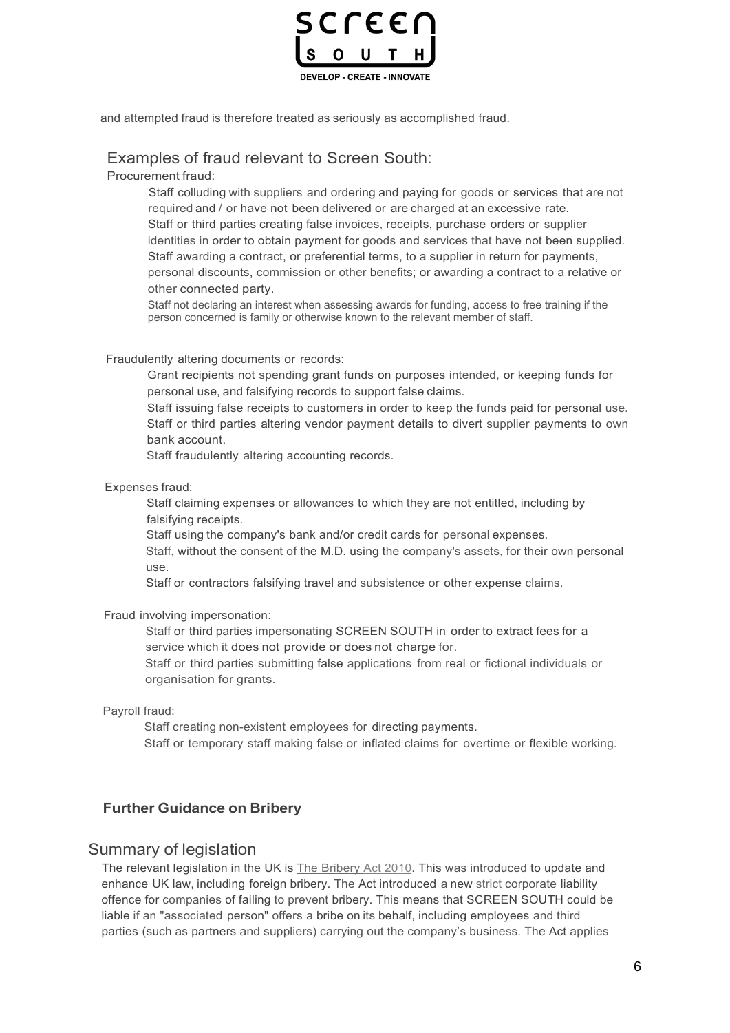and attempted fraud is therefore treated as seriously as accomplished fraud.

## Examples of fraud relevant to Screen South:

Procurement fraud:

- Staff colluding with suppliers and ordering and paying for goods or services that are not required and / or have not been delivered or are charged at an excessive rate.
- Staff or third parties creating false invoices, receipts, purchase orders or supplier identities in order to obtain payment for goods and services that have not been supplied.
- Staff awarding a contract, or preferential terms, to a supplier in return for payments, personal discounts, commission or other benefits; or awarding a contract to a relative or other connected party.
- Staff not declaring an interest when assessing awards for funding, access to free training if the person concerned is family or otherwise known to the relevant member of staff.

Fraudulently altering documents or records:

- Grant recipients not spending grant funds on purposes intended, or keeping funds for personal use, and falsifying records to support false claims.
- Staff issuing false receipts to customers in order to keep the funds paid for personal use.
- Staff or third parties altering vendor payment details to divert supplier payments to own bank account.
- Staff fraudulently altering accounting records.

Expenses fraud:

- Staff claiming expenses or allowances to which they are not entitled, including by falsifying receipts.
- Staff using the company's bank and/or credit cards for personal expenses.
- Staff, without the consent of the M.D. using the company's assets, for their own personal use.
- Staff or contractors falsifying travel and subsistence or other expense claims.

Fraud involving impersonation:

- Staff or third parties impersonating SCREEN SOUTH in order to extract fees for a service which it does not provide or does not charge for.
- Staff or third parties submitting false applications from real or fictional individuals or organisation for grants.

Payroll fraud:

- Staff creating non-existent employees for directing payments.
- Staff or temporary staff making false or inflated claims for overtime or flexible working.

### Further Guidance on Bribery

## Summary of legislation

The relevant legislation in the UK is The Bribery Act 2010. This was introduced to update and enhance UK law, including foreign bribery. The Act introduced a new strict corporate liability offence for companies of failing to prevent bribery. This means that SCREEN SOUTH could be liable if an "associated person" offers a bribe on its behalf, including employees and third parties (such as partners and suppliers) carrying out the company's business. The Act applies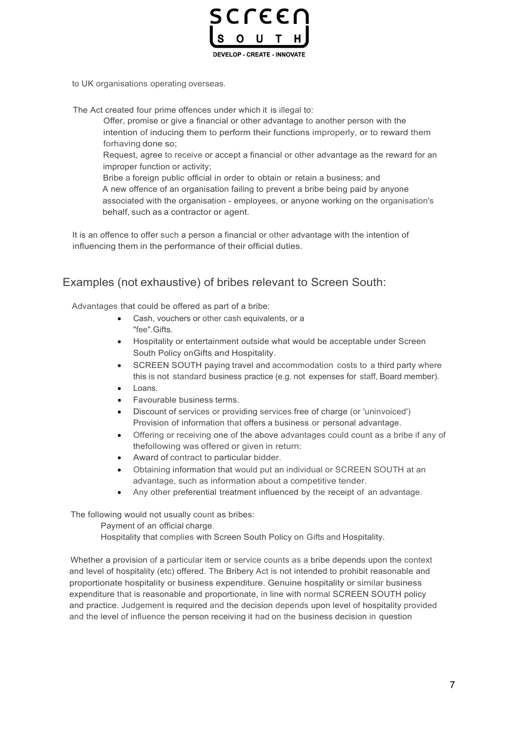to UK organisations operating overseas.

The Act created four prime offences under which it is illegal to:

Offer, promise or give a financial or other advantage to another person with the intention of inducing them to perform their functions improperly, or to reward them forhaving done so;

Request, agree to receive or accept a financial or other advantage as the reward for an improper function or activity;

Bribe a foreign public official in order to obtain or retain a business; and

A new offence of an organisation failing to prevent a bribe being paid by anyone associated with the organisation - employees, or anyone working on the organisation's behalf, such as a contractor or agent.

It is an offence to offer such a person a financial or other advantage with the intention of influencing them in the performance of their official duties.

## Examples (not exhaustive) of bribes relevant to Screen South:

Advantages that could be offered as part of a bribe:

- Cash, vouchers or other cash equivalents, or a "fee".Gifts.
- Hospitality or entertainment outside what would be acceptable under Screen South Policy onGifts and Hospitality.
- SCREEN SOUTH paying travel and accommodation costs to a third party where this is not standard business practice (e.g. not expenses for staff, Board member).
- Loans.
- Favourable business terms.
- Discount of services or providing services free of charge (or 'uninvoiced') Provision of information that offers a business or personal advantage.
- Offering or receiving one of the above advantages could count as a bribe if any of thefollowing was offered or given in return:
- Award of contract to particular bidder.
- Obtaining information that would put an individual or SCREEN SOUTH at an advantage, such as information about a competitive tender.
- Any other preferential treatment influenced by the receipt of an advantage.

The following would not usually count as bribes:

Payment of an official charge.

Hospitality that complies with Screen South Policy on Gifts and Hospitality.

Whether a provision of a particular item or service counts as a bribe depends upon the context and level of hospitality (etc) offered. The Bribery Act is not intended to prohibit reasonable and proportionate hospitality or business expenditure. Genuine hospitality or similar business expenditure that is reasonable and proportionate, in line with normal SCREEN SOUTH policy and practice. Judgement is required and the decision depends upon level of hospitality provided and the level of influence the person receiving it had on the business decision in question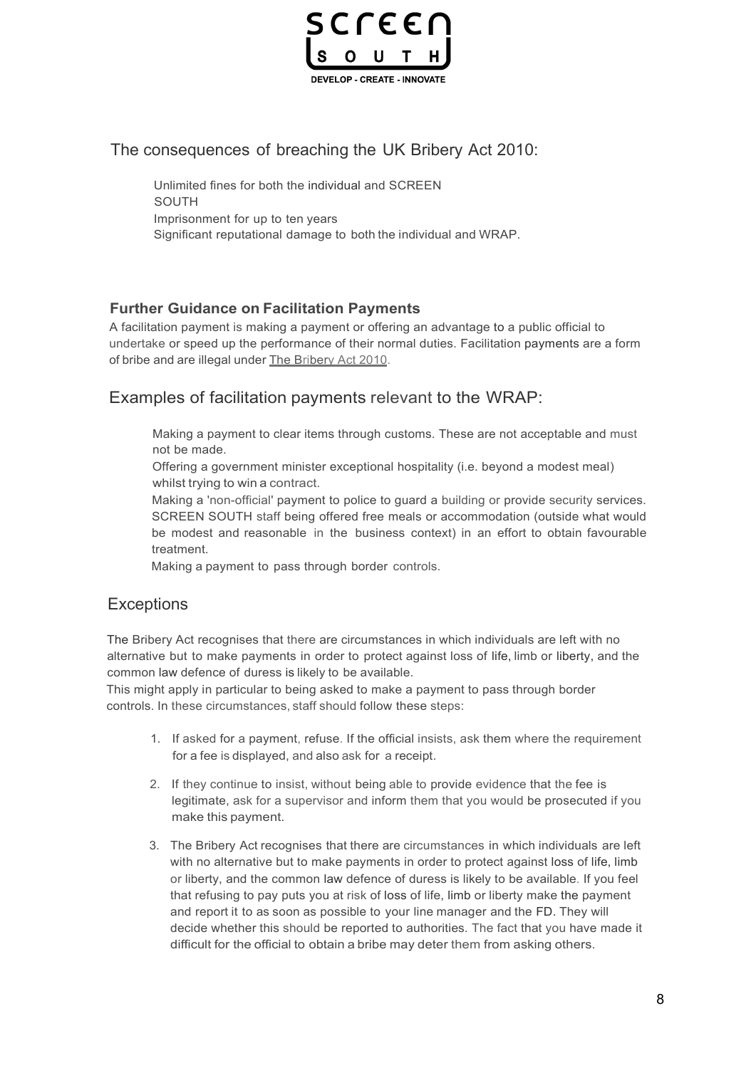## The consequences of breaching the UK Bribery Act 2010:

Unlimited fines for both the individual and SCREEN SOUTH
Imprisonment for up to ten years
Significant reputational damage to both the individual and WRAP.

### Further Guidance on Facilitation Payments

A facilitation payment is making a payment or offering an advantage to a public official to undertake or speed up the performance of their normal duties. Facilitation payments are a form of bribe and are illegal under The Bribery Act 2010.

## Examples of facilitation payments relevant to the WRAP:

Making a payment to clear items through customs. These are not acceptable and must not be made.
Offering a government minister exceptional hospitality (i.e. beyond a modest meal) whilst trying to win a contract.
Making a 'non-official' payment to police to guard a building or provide security services.
SCREEN SOUTH staff being offered free meals or accommodation (outside what would be modest and reasonable in the business context) in an effort to obtain favourable treatment.
Making a payment to pass through border controls.

## Exceptions

The Bribery Act recognises that there are circumstances in which individuals are left with no alternative but to make payments in order to protect against loss of life, limb or liberty, and the common law defence of duress is likely to be available.
This might apply in particular to being asked to make a payment to pass through border controls. In these circumstances, staff should follow these steps:

1. If asked for a payment, refuse. If the official insists, ask them where the requirement for a fee is displayed, and also ask for a receipt.
2. If they continue to insist, without being able to provide evidence that the fee is legitimate, ask for a supervisor and inform them that you would be prosecuted if you make this payment.
3. The Bribery Act recognises that there are circumstances in which individuals are left with no alternative but to make payments in order to protect against loss of life, limb or liberty, and the common law defence of duress is likely to be available. If you feel that refusing to pay puts you at risk of loss of life, limb or liberty make the payment and report it to as soon as possible to your line manager and the FD. They will decide whether this should be reported to authorities. The fact that you have made it difficult for the official to obtain a bribe may deter them from asking others.